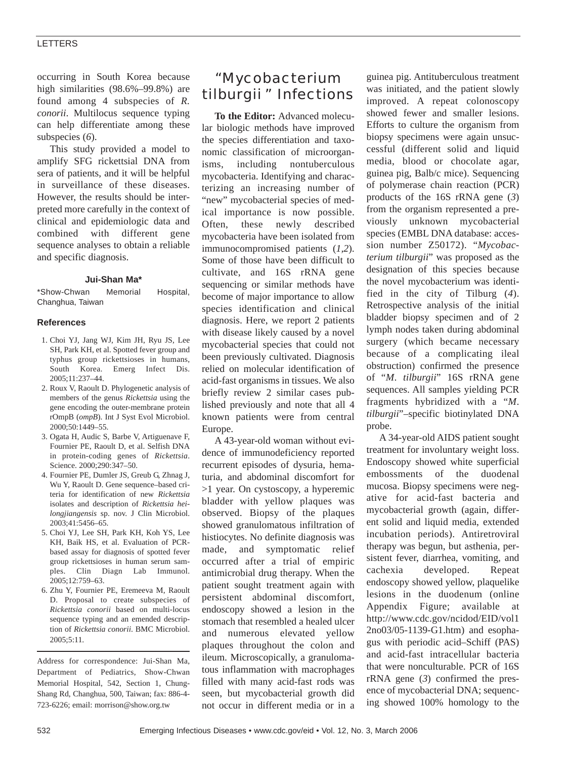occurring in South Korea because high similarities (98.6%–99.8%) are found among 4 subspecies of *R. conorii*. Multilocus sequence typing can help differentiate among these subspecies (*6*).

This study provided a model to amplify SFG rickettsial DNA from sera of patients, and it will be helpful in surveillance of these diseases. However, the results should be interpreted more carefully in the context of clinical and epidemiologic data and combined with different gene sequence analyses to obtain a reliable and specific diagnosis.

**Jui-Shan Ma***

*Show-Chwan Memorial Hospital, Changhua, Taiwan

### References

1. Choi YJ, Jang WJ, Kim JH, Ryu JS, Lee SH, Park KH, et al. Spotted fever group and typhus group rickettsioses in humans, South Korea. Emerg Infect Dis. 2005;11:237–44.
2. Roux V, Raoult D. Phylogenetic analysis of members of the genus *Rickettsia* using the gene encoding the outer-membrane protein rOmpB (*ompB*). Int J Syst Evol Microbiol. 2000;50:1449–55.
3. Ogata H, Audic S, Barbe V, Artiguenave F, Fournier PE, Raoult D, et al. Selfish DNA in protein-coding genes of *Rickettsia*. Science. 2000;290:347–50.
4. Fournier PE, Dumler JS, Greub G, Zhnag J, Wu Y, Raoult D. Gene sequence–based criteria for identification of new *Rickettsia* isolates and description of *Rickettsia heilongjiangensis* sp. nov. J Clin Microbiol. 2003;41:5456–65.
5. Choi YJ, Lee SH, Park KH, Koh YS, Lee KH, Baik HS, et al. Evaluation of PCR-based assay for diagnosis of spotted fever group rickettsioses in human serum samples. Clin Diagn Lab Immunol. 2005;12:759–63.
6. Zhu Y, Fournier PE, Eremeeva M, Raoult D. Proposal to create subspecies of *Rickettsia conorii* based on multi-locus sequence typing and an emended description of *Rickettsia conorii*. BMC Microbiol. 2005;5:11.

Address for correspondence: Jui-Shan Ma, Department of Pediatrics, Show-Chwan Memorial Hospital, 542, Section 1, Chung-Shang Rd, Changhua, 500, Taiwan; fax: 886-4-723-6226; email: morrison@show.org.tw

# "*Mycobacterium tilburgii*" Infections

**To the Editor:** Advanced molecular biologic methods have improved the species differentiation and taxonomic classification of microorganisms, including nontuberculous mycobacteria. Identifying and characterizing an increasing number of "new" mycobacterial species of medical importance is now possible. Often, these newly described mycobacteria have been isolated from immunocompromised patients (*1*,*2*). Some of those have been difficult to cultivate, and 16S rRNA gene sequencing or similar methods have become of major importance to allow species identification and clinical diagnosis. Here, we report 2 patients with disease likely caused by a novel mycobacterial species that could not been previously cultivated. Diagnosis relied on molecular identification of acid-fast organisms in tissues. We also briefly review 2 similar cases published previously and note that all 4 known patients were from central Europe.

A 43-year-old woman without evidence of immunodeficiency reported recurrent episodes of dysuria, hematuria, and abdominal discomfort for >1 year. On cystoscopy, a hyperemic bladder with yellow plaques was observed. Biopsy of the plaques showed granulomatous infiltration of histiocytes. No definite diagnosis was made, and symptomatic relief occurred after a trial of empiric antimicrobial drug therapy. When the patient sought treatment again with persistent abdominal discomfort, endoscopy showed a lesion in the stomach that resembled a healed ulcer and numerous elevated yellow plaques throughout the colon and ileum. Microscopically, a granulomatous inflammation with macrophages filled with many acid-fast rods was seen, but mycobacterial growth did not occur in different media or in a guinea pig. Antituberculous treatment was initiated, and the patient slowly improved. A repeat colonoscopy showed fewer and smaller lesions. Efforts to culture the organism from biopsy specimens were again unsuccessful (different solid and liquid media, blood or chocolate agar, guinea pig, Balb/c mice). Sequencing of polymerase chain reaction (PCR) products of the 16S rRNA gene (*3*) from the organism represented a previously unknown mycobacterial species (EMBL DNA database: accession number Z50172). "*Mycobacterium tilburgii*" was proposed as the designation of this species because the novel mycobacterium was identified in the city of Tilburg (*4*). Retrospective analysis of the initial bladder biopsy specimen and of 2 lymph nodes taken during abdominal surgery (which became necessary because of a complicating ileal obstruction) confirmed the presence of "*M. tilburgii*" 16S rRNA gene sequences. All samples yielding PCR fragments hybridized with a "*M. tilburgii*"–specific biotinylated DNA probe.

A 34-year-old AIDS patient sought treatment for involuntary weight loss. Endoscopy showed white superficial embossments of the duodenal mucosa. Biopsy specimens were negative for acid-fast bacteria and mycobacterial growth (again, different solid and liquid media, extended incubation periods). Antiretroviral therapy was begun, but asthenia, persistent fever, diarrhea, vomiting, and cachexia developed. Repeat endoscopy showed yellow, plaquelike lesions in the duodenum (online Appendix Figure; available at http://www.cdc.gov/ncidod/EID/vol12no03/05-1139-G1.htm) and esophagus with periodic acid–Schiff (PAS) and acid-fast intracellular bacteria that were nonculturable. PCR of 16S rRNA gene (*3*) confirmed the presence of mycobacterial DNA; sequencing showed 100% homology to the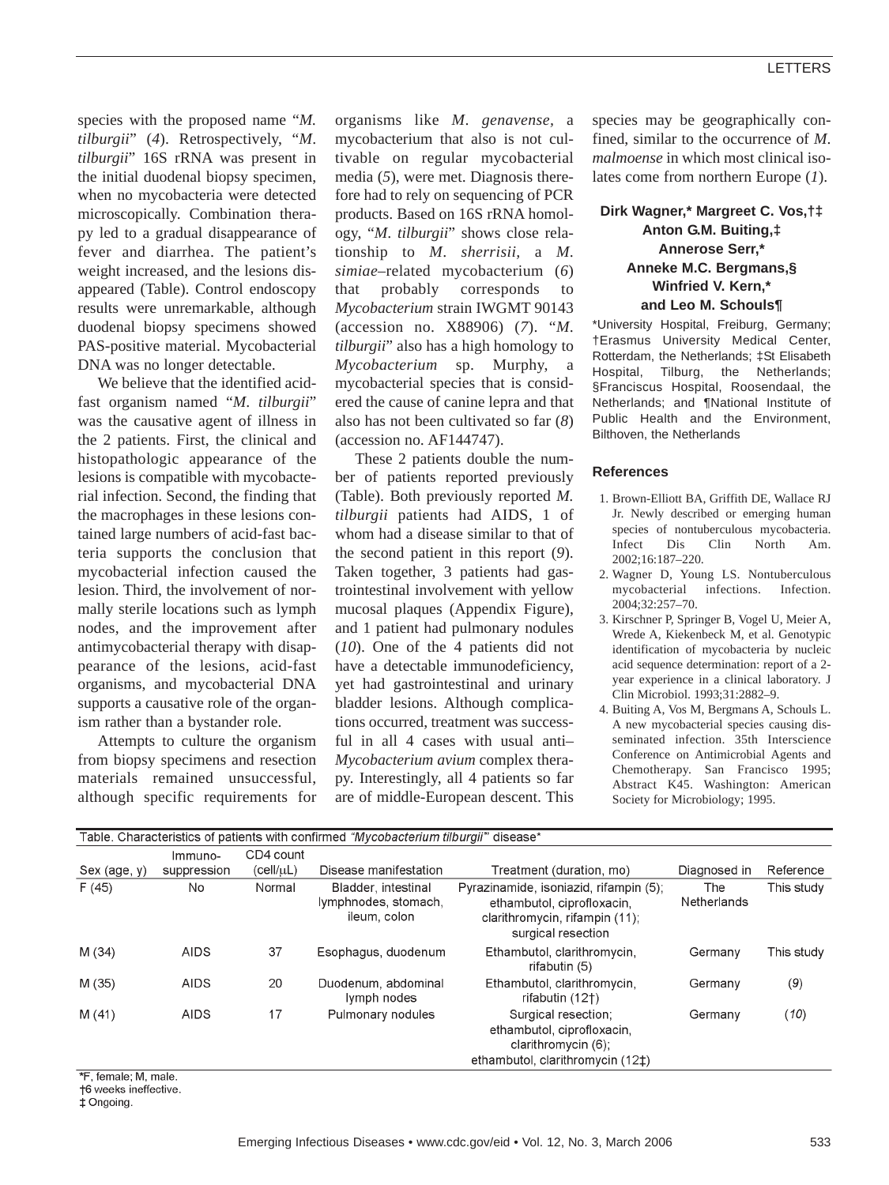species with the proposed name "*M. tilburgii*" (*4*). Retrospectively, "*M. tilburgii*" 16S rRNA was present in the initial duodenal biopsy specimen, when no mycobacteria were detected microscopically. Combination therapy led to a gradual disappearance of fever and diarrhea. The patient's weight increased, and the lesions disappeared (Table). Control endoscopy results were unremarkable, although duodenal biopsy specimens showed PAS-positive material. Mycobacterial DNA was no longer detectable.

We believe that the identified acid-fast organism named "*M. tilburgii*" was the causative agent of illness in the 2 patients. First, the clinical and histopathologic appearance of the lesions is compatible with mycobacterial infection. Second, the finding that the macrophages in these lesions contained large numbers of acid-fast bacteria supports the conclusion that mycobacterial infection caused the lesion. Third, the involvement of normally sterile locations such as lymph nodes, and the improvement after antimycobacterial therapy with disappearance of the lesions, acid-fast organisms, and mycobacterial DNA supports a causative role of the organism rather than a bystander role.

Attempts to culture the organism from biopsy specimens and resection materials remained unsuccessful, although specific requirements for organisms like *M. genavense*, a mycobacterium that also is not cultivable on regular mycobacterial media (*5*), were met. Diagnosis therefore had to rely on sequencing of PCR products. Based on 16S rRNA homology, "*M. tilburgii*" shows close relationship to *M. sherrisii*, a *M. simiae*–related mycobacterium (*6*) that probably corresponds to *Mycobacterium* strain IWGMT 90143 (accession no. X88906) (*7*). "*M. tilburgii*" also has a high homology to *Mycobacterium* sp. Murphy, a mycobacterial species that is considered the cause of canine lepra and that also has not been cultivated so far (*8*) (accession no. AF144747).

These 2 patients double the number of patients reported previously (Table). Both previously reported *M. tilburgii* patients had AIDS, 1 of whom had a disease similar to that of the second patient in this report (*9*). Taken together, 3 patients had gastrointestinal involvement with yellow mucosal plaques (Appendix Figure), and 1 patient had pulmonary nodules (*10*). One of the 4 patients did not have a detectable immunodeficiency, yet had gastrointestinal and urinary bladder lesions. Although complications occurred, treatment was successful in all 4 cases with usual anti–*Mycobacterium avium* complex therapy. Interestingly, all 4 patients so far are of middle-European descent. This species may be geographically confined, similar to the occurrence of *M. malmoense* in which most clinical isolates come from northern Europe (*1*).

**Dirk Wagner,\* Margreet C. Vos,†‡ Anton G.M. Buiting,‡ Annerose Serr,\* Anneke M.C. Bergmans,§ Winfried V. Kern,\* and Leo M. Schouls¶**

\*University Hospital, Freiburg, Germany; †Erasmus University Medical Center, Rotterdam, the Netherlands; ‡St Elisabeth Hospital, Tilburg, the Netherlands; §Franciscus Hospital, Roosendaal, the Netherlands; and ¶National Institute of Public Health and the Environment, Bilthoven, the Netherlands

## References

1. Brown-Elliott BA, Griffith DE, Wallace RJ Jr. Newly described or emerging human species of nontuberculous mycobacteria. Infect Dis Clin North Am. 2002;16:187–220.
2. Wagner D, Young LS. Nontuberculous mycobacterial infections. Infection. 2004;32:257–70.
3. Kirschner P, Springer B, Vogel U, Meier A, Wrede A, Kiekenbeck M, et al. Genotypic identification of mycobacteria by nucleic acid sequence determination: report of a 2-year experience in a clinical laboratory. J Clin Microbiol. 1993;31:2882–9.
4. Buiting A, Vos M, Bergmans A, Schouls L. A new mycobacterial species causing disseminated infection. 35th Interscience Conference on Antimicrobial Agents and Chemotherapy. San Francisco 1995; Abstract K45. Washington: American Society for Microbiology; 1995.

Table. Characteristics of patients with confirmed *"Mycobacterium tilburgii"* disease*

| Sex (age, y) | Immuno-suppression | CD4 count (cell/μL) | Disease manifestation | Treatment (duration, mo) | Diagnosed in | Reference |
|---|---|---|---|---|---|---|
| F (45) | No | Normal | Bladder, intestinal lymphnodes, stomach, ileum, colon | Pyrazinamide, isoniazid, rifampin (5); ethambutol, ciprofloxacin, clarithromycin, rifampin (11); surgical resection | The Netherlands | This study |
| M (34) | AIDS | 37 | Esophagus, duodenum | Ethambutol, clarithromycin, rifabutin (5) | Germany | This study |
| M (35) | AIDS | 20 | Duodenum, abdominal lymph nodes | Ethambutol, clarithromycin, rifabutin (12†) | Germany | (*9*) |
| M (41) | AIDS | 17 | Pulmonary nodules | Surgical resection; ethambutol, ciprofloxacin, clarithromycin (6); ethambutol, clarithromycin (12‡) | Germany | (*10*) |

*F, female; M, male.
†6 weeks ineffective.
‡ Ongoing.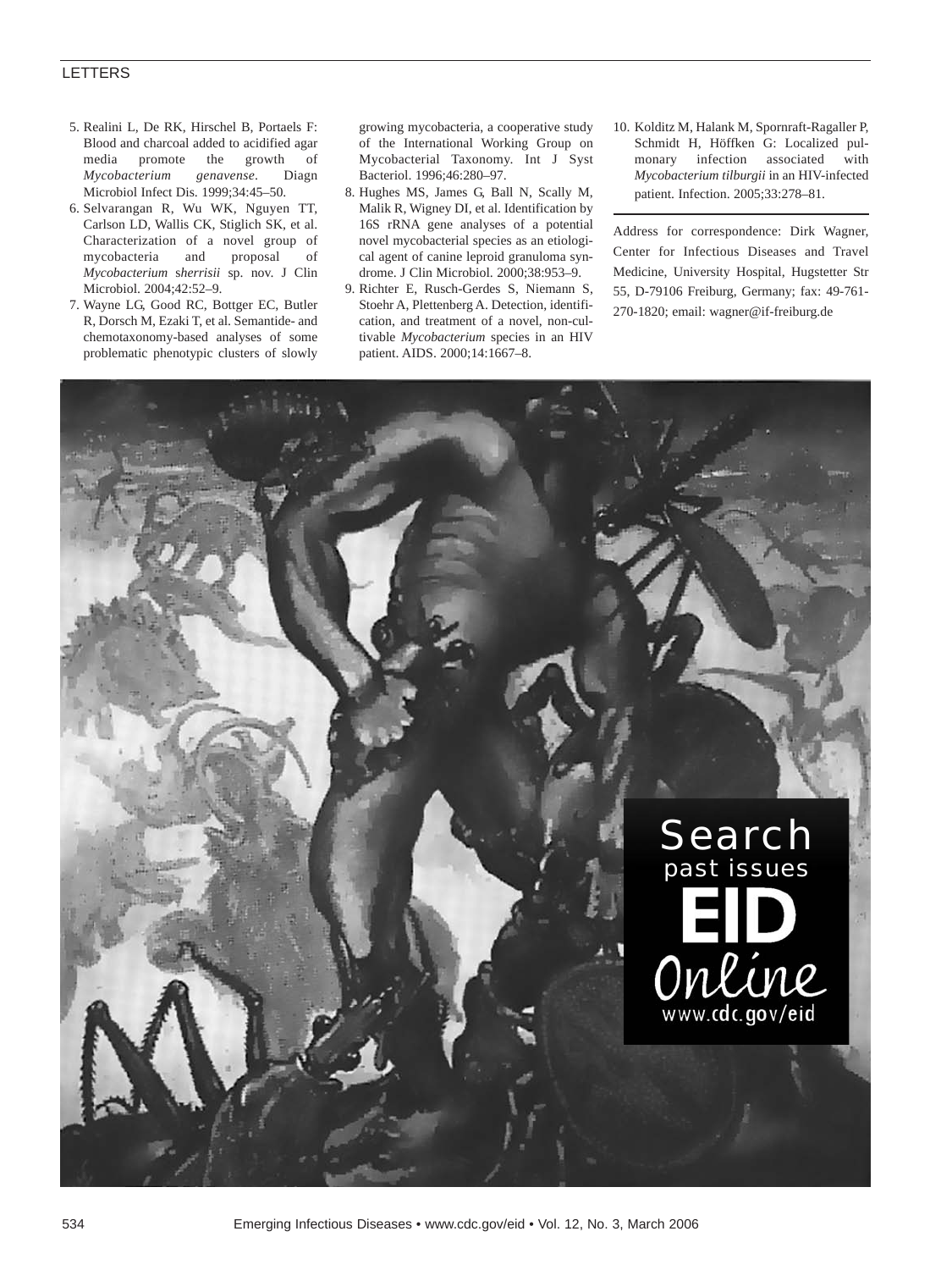5. Realini L, De RK, Hirschel B, Portaels F: Blood and charcoal added to acidified agar media promote the growth of *Mycobacterium genavense*. Diagn Microbiol Infect Dis. 1999;34:45–50.
6. Selvarangan R, Wu WK, Nguyen TT, Carlson LD, Wallis CK, Stiglich SK, et al. Characterization of a novel group of mycobacteria and proposal of *Mycobacterium sherrisii* sp. nov. J Clin Microbiol. 2004;42:52–9.
7. Wayne LG, Good RC, Bottger EC, Butler R, Dorsch M, Ezaki T, et al. Semantide- and chemotaxonomy-based analyses of some problematic phenotypic clusters of slowly growing mycobacteria, a cooperative study of the International Working Group on Mycobacterial Taxonomy. Int J Syst Bacteriol. 1996;46:280–97.
8. Hughes MS, James G, Ball N, Scally M, Malik R, Wigney DI, et al. Identification by 16S rRNA gene analyses of a potential novel mycobacterial species as an etiological agent of canine leproid granuloma syndrome. J Clin Microbiol. 2000;38:953–9.
9. Richter E, Rusch-Gerdes S, Niemann S, Stoehr A, Plettenberg A. Detection, identification, and treatment of a novel, non-cultivable *Mycobacterium* species in an HIV patient. AIDS. 2000;14:1667–8.
10. Kolditz M, Halank M, Spornraft-Ragaller P, Schmidt H, Höffken G: Localized pulmonary infection associated with *Mycobacterium tilburgii* in an HIV-infected patient. Infection. 2005;33:278–81.

Address for correspondence: Dirk Wagner, Center for Infectious Diseases and Travel Medicine, University Hospital, Hugstetter Str 55, D-79106 Freiburg, Germany; fax: 49-761-270-1820; email: wagner@if-freiburg.de

Search past issues EID Online www.cdc.gov/eid